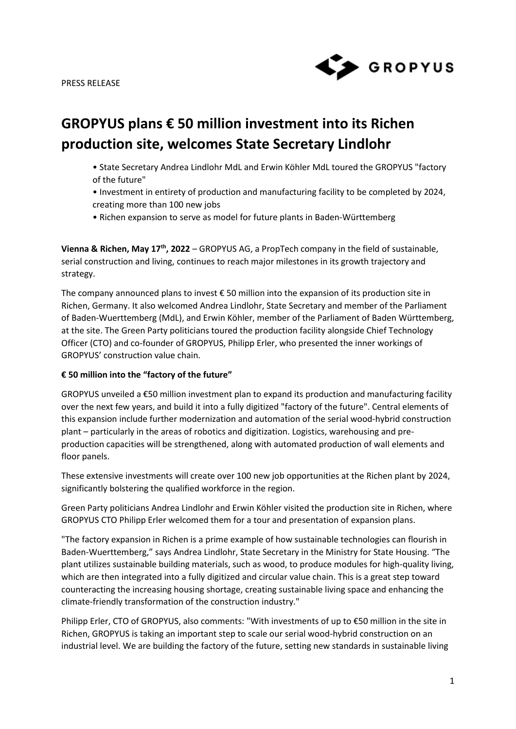PRESS RELEASE

# GROPYUS plans € 50 million investment into its Richen production site, welcomes State Secretary Lindlohr

- State Secretary Andrea Lindlohr MdL and Erwin Köhler MdL toured the GROPYUS "factory of the future"
- Investment in entirety of production and manufacturing facility to be completed by 2024, creating more than 100 new jobs
- Richen expansion to serve as model for future plants in Baden-Württemberg

**Vienna & Richen, May 17th, 2022** – GROPYUS AG, a PropTech company in the field of sustainable, serial construction and living, continues to reach major milestones in its growth trajectory and strategy.

The company announced plans to invest € 50 million into the expansion of its production site in Richen, Germany. It also welcomed Andrea Lindlohr, State Secretary and member of the Parliament of Baden-Wuerttemberg (MdL), and Erwin Köhler, member of the Parliament of Baden Württemberg, at the site. The Green Party politicians toured the production facility alongside Chief Technology Officer (CTO) and co-founder of GROPYUS, Philipp Erler, who presented the inner workings of GROPYUS' construction value chain.

**€ 50 million into the "factory of the future"**

GROPYUS unveiled a €50 million investment plan to expand its production and manufacturing facility over the next few years, and build it into a fully digitized "factory of the future". Central elements of this expansion include further modernization and automation of the serial wood-hybrid construction plant – particularly in the areas of robotics and digitization. Logistics, warehousing and pre-production capacities will be strengthened, along with automated production of wall elements and floor panels.

These extensive investments will create over 100 new job opportunities at the Richen plant by 2024, significantly bolstering the qualified workforce in the region.

Green Party politicians Andrea Lindlohr and Erwin Köhler visited the production site in Richen, where GROPYUS CTO Philipp Erler welcomed them for a tour and presentation of expansion plans.

"The factory expansion in Richen is a prime example of how sustainable technologies can flourish in Baden-Wuerttemberg," says Andrea Lindlohr, State Secretary in the Ministry for State Housing. "The plant utilizes sustainable building materials, such as wood, to produce modules for high-quality living, which are then integrated into a fully digitized and circular value chain. This is a great step toward counteracting the increasing housing shortage, creating sustainable living space and enhancing the climate-friendly transformation of the construction industry."

Philipp Erler, CTO of GROPYUS, also comments: "With investments of up to €50 million in the site in Richen, GROPYUS is taking an important step to scale our serial wood-hybrid construction on an industrial level. We are building the factory of the future, setting new standards in sustainable living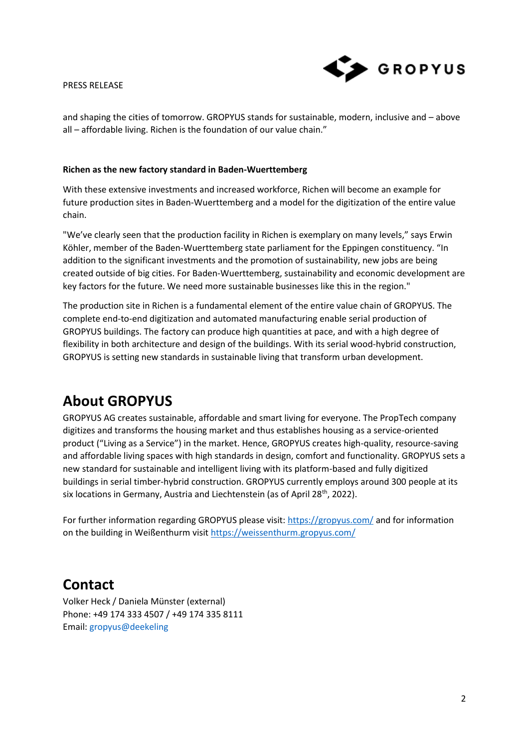and shaping the cities of tomorrow. GROPYUS stands for sustainable, modern, inclusive and – above all – affordable living. Richen is the foundation of our value chain."

**Richen as the new factory standard in Baden-Wuerttemberg**

With these extensive investments and increased workforce, Richen will become an example for future production sites in Baden-Wuerttemberg and a model for the digitization of the entire value chain.

"We've clearly seen that the production facility in Richen is exemplary on many levels," says Erwin Köhler, member of the Baden-Wuerttemberg state parliament for the Eppingen constituency. "In addition to the significant investments and the promotion of sustainability, new jobs are being created outside of big cities. For Baden-Wuerttemberg, sustainability and economic development are key factors for the future. We need more sustainable businesses like this in the region."

The production site in Richen is a fundamental element of the entire value chain of GROPYUS. The complete end-to-end digitization and automated manufacturing enable serial production of GROPYUS buildings. The factory can produce high quantities at pace, and with a high degree of flexibility in both architecture and design of the buildings. With its serial wood-hybrid construction, GROPYUS is setting new standards in sustainable living that transform urban development.

## About GROPYUS

GROPYUS AG creates sustainable, affordable and smart living for everyone. The PropTech company digitizes and transforms the housing market and thus establishes housing as a service-oriented product ("Living as a Service") in the market. Hence, GROPYUS creates high-quality, resource-saving and affordable living spaces with high standards in design, comfort and functionality. GROPYUS sets a new standard for sustainable and intelligent living with its platform-based and fully digitized buildings in serial timber-hybrid construction. GROPYUS currently employs around 300 people at its six locations in Germany, Austria and Liechtenstein (as of April 28th, 2022).

For further information regarding GROPYUS please visit: https://gropyus.com/ and for information on the building in Weißenthurm visit https://weissenthurm.gropyus.com/

## Contact

Volker Heck / Daniela Münster (external)
Phone: +49 174 333 4507 / +49 174 335 8111
Email: gropyus@deekeling